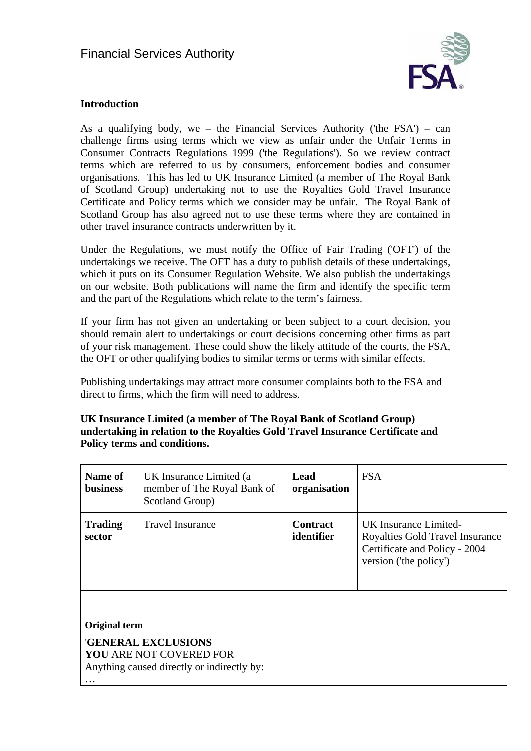Financial Services Authority

FSA

**Introduction**

As a qualifying body, we – the Financial Services Authority ('the FSA') – can challenge firms using terms which we view as unfair under the Unfair Terms in Consumer Contracts Regulations 1999 ('the Regulations'). So we review contract terms which are referred to us by consumers, enforcement bodies and consumer organisations. This has led to UK Insurance Limited (a member of The Royal Bank of Scotland Group) undertaking not to use the Royalties Gold Travel Insurance Certificate and Policy terms which we consider may be unfair. The Royal Bank of Scotland Group has also agreed not to use these terms where they are contained in other travel insurance contracts underwritten by it.

Under the Regulations, we must notify the Office of Fair Trading ('OFT') of the undertakings we receive. The OFT has a duty to publish details of these undertakings, which it puts on its Consumer Regulation Website. We also publish the undertakings on our website. Both publications will name the firm and identify the specific term and the part of the Regulations which relate to the term's fairness.

If your firm has not given an undertaking or been subject to a court decision, you should remain alert to undertakings or court decisions concerning other firms as part of your risk management. These could show the likely attitude of the courts, the FSA, the OFT or other qualifying bodies to similar terms or terms with similar effects.

Publishing undertakings may attract more consumer complaints both to the FSA and direct to firms, which the firm will need to address.

**UK Insurance Limited (a member of The Royal Bank of Scotland Group) undertaking in relation to the Royalties Gold Travel Insurance Certificate and Policy terms and conditions.**

| **Name of business** | UK Insurance Limited (a member of The Royal Bank of Scotland Group) | **Lead organisation** | FSA |
|---|---|---|---|
| **Trading sector** | Travel Insurance | **Contract identifier** | UK Insurance Limited- Royalties Gold Travel Insurance Certificate and Policy - 2004 version ('the policy') |
| | | | |
| **Original term**<br>'**GENERAL EXCLUSIONS**<br>**YOU** ARE NOT COVERED FOR<br>Anything caused directly or indirectly by:<br>… | | | |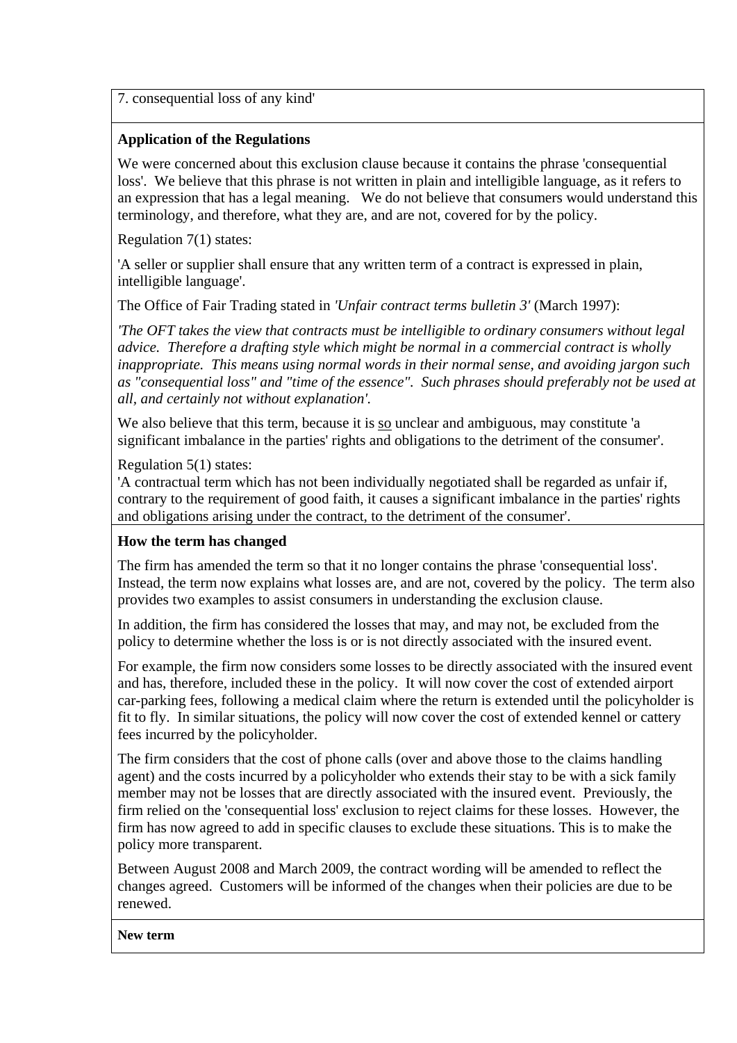7. consequential loss of any kind'

**Application of the Regulations**

We were concerned about this exclusion clause because it contains the phrase 'consequential loss'. We believe that this phrase is not written in plain and intelligible language, as it refers to an expression that has a legal meaning. We do not believe that consumers would understand this terminology, and therefore, what they are, and are not, covered for by the policy.

Regulation 7(1) states:

'A seller or supplier shall ensure that any written term of a contract is expressed in plain, intelligible language'.

The Office of Fair Trading stated in *'Unfair contract terms bulletin 3'* (March 1997):

*'The OFT takes the view that contracts must be intelligible to ordinary consumers without legal advice. Therefore a drafting style which might be normal in a commercial contract is wholly inappropriate. This means using normal words in their normal sense, and avoiding jargon such as "consequential loss" and "time of the essence". Such phrases should preferably not be used at all, and certainly not without explanation'.*

We also believe that this term, because it is <u>so</u> unclear and ambiguous, may constitute 'a significant imbalance in the parties' rights and obligations to the detriment of the consumer'.

Regulation 5(1) states:
'A contractual term which has not been individually negotiated shall be regarded as unfair if, contrary to the requirement of good faith, it causes a significant imbalance in the parties' rights and obligations arising under the contract, to the detriment of the consumer'.

**How the term has changed**

The firm has amended the term so that it no longer contains the phrase 'consequential loss'. Instead, the term now explains what losses are, and are not, covered by the policy. The term also provides two examples to assist consumers in understanding the exclusion clause.

In addition, the firm has considered the losses that may, and may not, be excluded from the policy to determine whether the loss is or is not directly associated with the insured event.

For example, the firm now considers some losses to be directly associated with the insured event and has, therefore, included these in the policy. It will now cover the cost of extended airport car-parking fees, following a medical claim where the return is extended until the policyholder is fit to fly. In similar situations, the policy will now cover the cost of extended kennel or cattery fees incurred by the policyholder.

The firm considers that the cost of phone calls (over and above those to the claims handling agent) and the costs incurred by a policyholder who extends their stay to be with a sick family member may not be losses that are directly associated with the insured event. Previously, the firm relied on the 'consequential loss' exclusion to reject claims for these losses. However, the firm has now agreed to add in specific clauses to exclude these situations. This is to make the policy more transparent.

Between August 2008 and March 2009, the contract wording will be amended to reflect the changes agreed. Customers will be informed of the changes when their policies are due to be renewed.

**New term**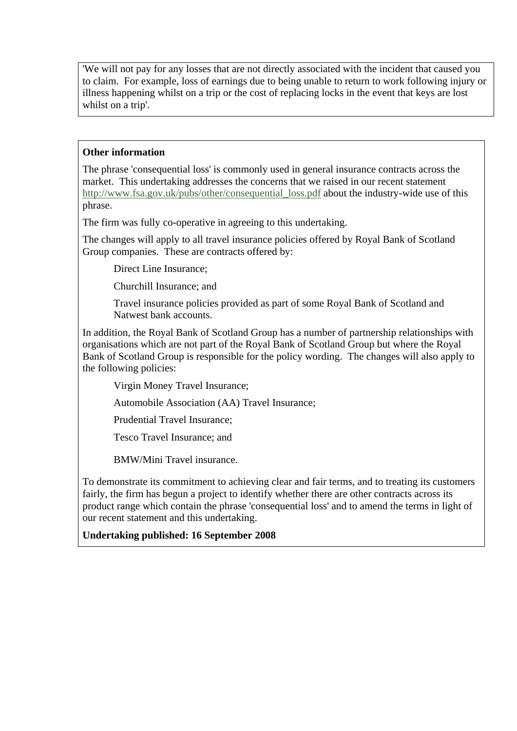'We will not pay for any losses that are not directly associated with the incident that caused you to claim. For example, loss of earnings due to being unable to return to work following injury or illness happening whilst on a trip or the cost of replacing locks in the event that keys are lost whilst on a trip'.

**Other information**

The phrase 'consequential loss' is commonly used in general insurance contracts across the market. This undertaking addresses the concerns that we raised in our recent statement http://www.fsa.gov.uk/pubs/other/consequential_loss.pdf about the industry-wide use of this phrase.

The firm was fully co-operative in agreeing to this undertaking.

The changes will apply to all travel insurance policies offered by Royal Bank of Scotland Group companies. These are contracts offered by:

- Direct Line Insurance;
- Churchill Insurance; and
- Travel insurance policies provided as part of some Royal Bank of Scotland and Natwest bank accounts.

In addition, the Royal Bank of Scotland Group has a number of partnership relationships with organisations which are not part of the Royal Bank of Scotland Group but where the Royal Bank of Scotland Group is responsible for the policy wording. The changes will also apply to the following policies:

- Virgin Money Travel Insurance;
- Automobile Association (AA) Travel Insurance;
- Prudential Travel Insurance;
- Tesco Travel Insurance; and
- BMW/Mini Travel insurance.

To demonstrate its commitment to achieving clear and fair terms, and to treating its customers fairly, the firm has begun a project to identify whether there are other contracts across its product range which contain the phrase 'consequential loss' and to amend the terms in light of our recent statement and this undertaking.

**Undertaking published: 16 September 2008**